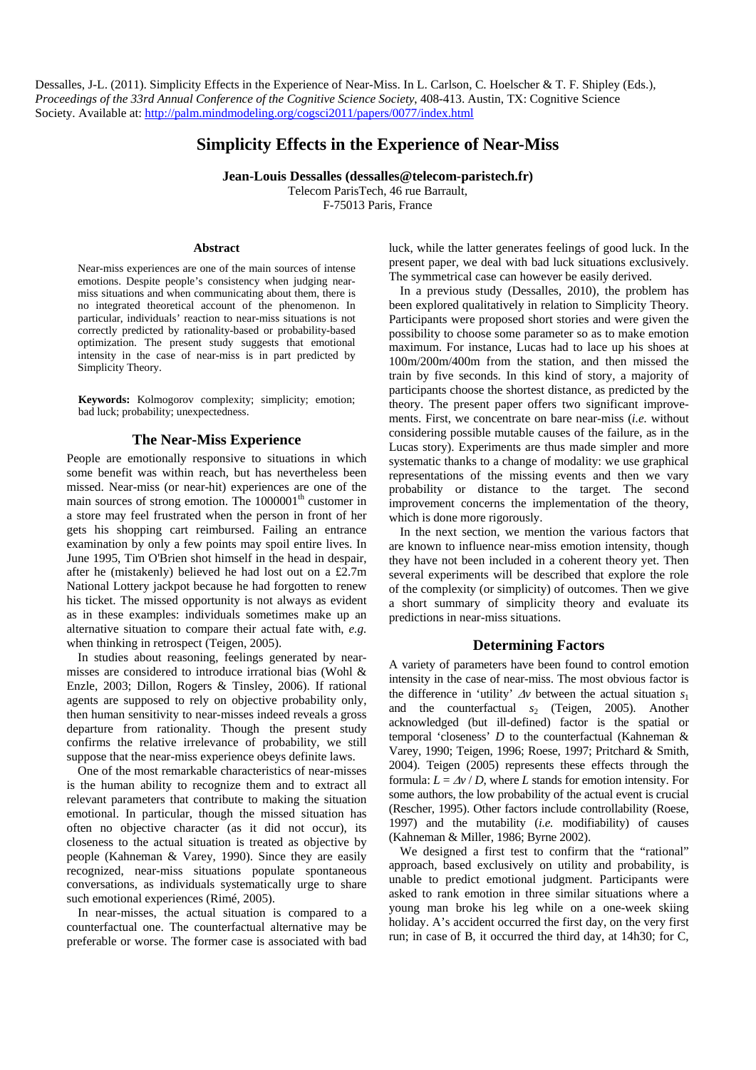Dessalles, J-L. (2011). Simplicity Effects in the Experience of Near-Miss. In L. Carlson, C. Hoelscher & T. F. Shipley (Eds.), *Proceedings of the 33rd Annual Conference of the Cognitive Science Society*, 408-413. Austin, TX: Cognitive Science Society. Available at: http://palm.mindmodeling.org/cogsci2011/papers/0077/index.html

# Simplicity Effects in the Experience of Near-Miss

**Jean-Louis Dessalles (dessalles@telecom-paristech.fr)**
Telecom ParisTech, 46 rue Barrault,
F-75013 Paris, France

## Abstract

Near-miss experiences are one of the main sources of intense emotions. Despite people's consistency when judging near-miss situations and when communicating about them, there is no integrated theoretical account of the phenomenon. In particular, individuals' reaction to near-miss situations is not correctly predicted by rationality-based or probability-based optimization. The present study suggests that emotional intensity in the case of near-miss is in part predicted by Simplicity Theory.

**Keywords:** Kolmogorov complexity; simplicity; emotion; bad luck; probability; unexpectedness.

## The Near-Miss Experience

People are emotionally responsive to situations in which some benefit was within reach, but has nevertheless been missed. Near-miss (or near-hit) experiences are one of the main sources of strong emotion. The 1000001^th^ customer in a store may feel frustrated when the person in front of her gets his shopping cart reimbursed. Failing an entrance examination by only a few points may spoil entire lives. In June 1995, Tim O'Brien shot himself in the head in despair, after he (mistakenly) believed he had lost out on a £2.7m National Lottery jackpot because he had forgotten to renew his ticket. The missed opportunity is not always as evident as in these examples: individuals sometimes make up an alternative situation to compare their actual fate with, *e.g.* when thinking in retrospect (Teigen, 2005).

In studies about reasoning, feelings generated by near-misses are considered to introduce irrational bias (Wohl & Enzle, 2003; Dillon, Rogers & Tinsley, 2006). If rational agents are supposed to rely on objective probability only, then human sensitivity to near-misses indeed reveals a gross departure from rationality. Though the present study confirms the relative irrelevance of probability, we still suppose that the near-miss experience obeys definite laws.

One of the most remarkable characteristics of near-misses is the human ability to recognize them and to extract all relevant parameters that contribute to making the situation emotional. In particular, though the missed situation has often no objective character (as it did not occur), its closeness to the actual situation is treated as objective by people (Kahneman & Varey, 1990). Since they are easily recognized, near-miss situations populate spontaneous conversations, as individuals systematically urge to share such emotional experiences (Rimé, 2005).

In near-misses, the actual situation is compared to a counterfactual one. The counterfactual alternative may be preferable or worse. The former case is associated with bad luck, while the latter generates feelings of good luck. In the present paper, we deal with bad luck situations exclusively. The symmetrical case can however be easily derived.

In a previous study (Dessalles, 2010), the problem has been explored qualitatively in relation to Simplicity Theory. Participants were proposed short stories and were given the possibility to choose some parameter so as to make emotion maximum. For instance, Lucas had to lace up his shoes at 100m/200m/400m from the station, and then missed the train by five seconds. In this kind of story, a majority of participants choose the shortest distance, as predicted by the theory. The present paper offers two significant improvements. First, we concentrate on bare near-miss (*i.e.* without considering possible mutable causes of the failure, as in the Lucas story). Experiments are thus made simpler and more systematic thanks to a change of modality: we use graphical representations of the missing events and then we vary probability or distance to the target. The second improvement concerns the implementation of the theory, which is done more rigorously.

In the next section, we mention the various factors that are known to influence near-miss emotion intensity, though they have not been included in a coherent theory yet. Then several experiments will be described that explore the role of the complexity (or simplicity) of outcomes. Then we give a short summary of simplicity theory and evaluate its predictions in near-miss situations.

## Determining Factors

A variety of parameters have been found to control emotion intensity in the case of near-miss. The most obvious factor is the difference in 'utility' $\Delta v$ between the actual situation $s_1$ and the counterfactual $s_2$ (Teigen, 2005). Another acknowledged (but ill-defined) factor is the spatial or temporal 'closeness' $D$ to the counterfactual (Kahneman & Varey, 1990; Teigen, 1996; Roese, 1997; Pritchard & Smith, 2004). Teigen (2005) represents these effects through the formula: $L = \Delta v / D$, where $L$ stands for emotion intensity. For some authors, the low probability of the actual event is crucial (Rescher, 1995). Other factors include controllability (Roese, 1997) and the mutability (*i.e.* modifiability) of causes (Kahneman & Miller, 1986; Byrne 2002).

We designed a first test to confirm that the "rational" approach, based exclusively on utility and probability, is unable to predict emotional judgment. Participants were asked to rank emotion in three similar situations where a young man broke his leg while on a one-week skiing holiday. A's accident occurred the first day, on the very first run; in case of B, it occurred the third day, at 14h30; for C,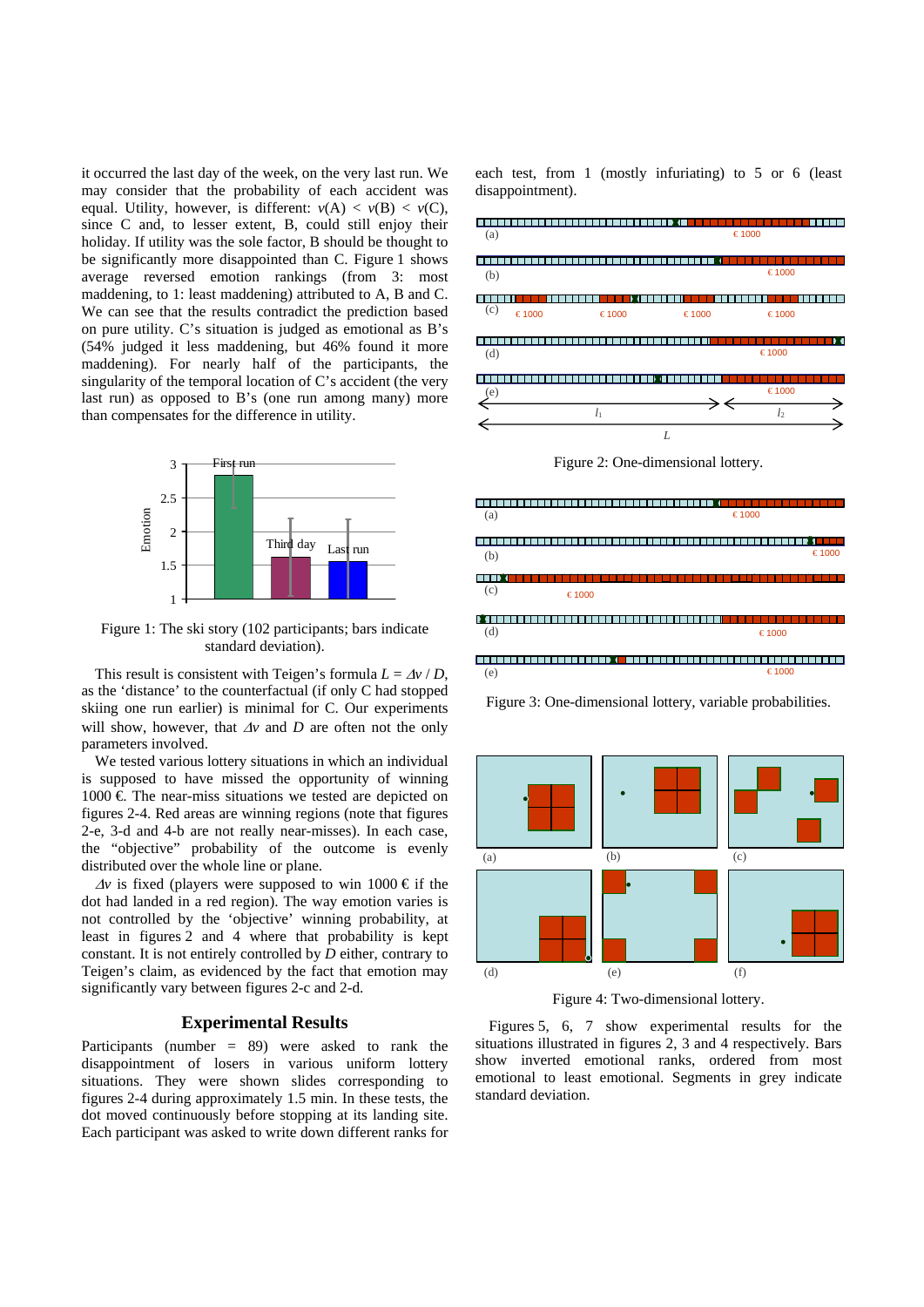it occurred the last day of the week, on the very last run. We may consider that the probability of each accident was equal. Utility, however, is different: $v(A) < v(B) < v(C)$, since C and, to lesser extent, B, could still enjoy their holiday. If utility was the sole factor, B should be thought to be significantly more disappointed than C. Figure 1 shows average reversed emotion rankings (from 3: most maddening, to 1: least maddening) attributed to A, B and C. We can see that the results contradict the prediction based on pure utility. C's situation is judged as emotional as B's (54% judged it less maddening, but 46% found it more maddening). For nearly half of the participants, the singularity of the temporal location of C's accident (the very last run) as opposed to B's (one run among many) more than compensates for the difference in utility.

Figure 1: The ski story (102 participants; bars indicate standard deviation).

This result is consistent with Teigen's formula $L = \Delta v / D$, as the 'distance' to the counterfactual (if only C had stopped skiing one run earlier) is minimal for C. Our experiments will show, however, that $\Delta v$ and $D$ are often not the only parameters involved.

We tested various lottery situations in which an individual is supposed to have missed the opportunity of winning 1000 €. The near-miss situations we tested are depicted on figures 2-4. Red areas are winning regions (note that figures 2-e, 3-d and 4-b are not really near-misses). In each case, the "objective" probability of the outcome is evenly distributed over the whole line or plane.

$\Delta v$ is fixed (players were supposed to win 1000 € if the dot had landed in a red region). The way emotion varies is not controlled by the 'objective' winning probability, at least in figures 2 and 4 where that probability is kept constant. It is not entirely controlled by $D$ either, contrary to Teigen's claim, as evidenced by the fact that emotion may significantly vary between figures 2-c and 2-d.

## Experimental Results

Participants (number = 89) were asked to rank the disappointment of losers in various uniform lottery situations. They were shown slides corresponding to figures 2-4 during approximately 1.5 min. In these tests, the dot moved continuously before stopping at its landing site. Each participant was asked to write down different ranks for each test, from 1 (mostly infuriating) to 5 or 6 (least disappointment).

Figure 2: One-dimensional lottery.

Figure 3: One-dimensional lottery, variable probabilities.

Figure 4: Two-dimensional lottery.

Figures 5, 6, 7 show experimental results for the situations illustrated in figures 2, 3 and 4 respectively. Bars show inverted emotional ranks, ordered from most emotional to least emotional. Segments in grey indicate standard deviation.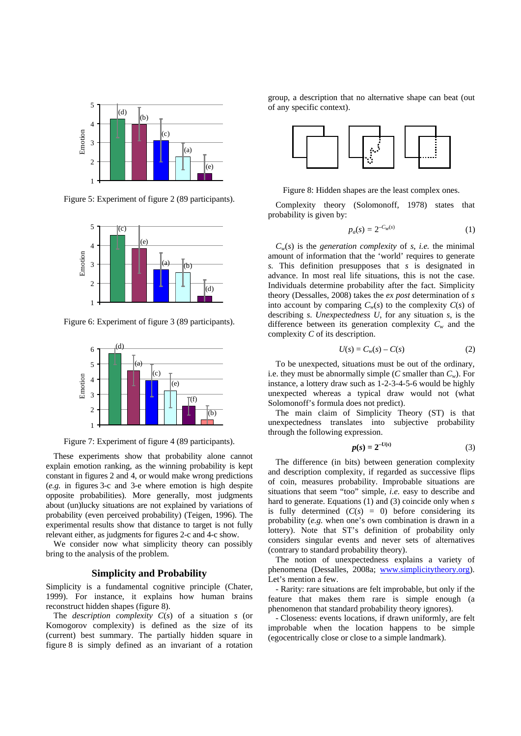Figure 5: Experiment of figure 2 (89 participants).

Figure 6: Experiment of figure 3 (89 participants).

Figure 7: Experiment of figure 4 (89 participants).

These experiments show that probability alone cannot explain emotion ranking, as the winning probability is kept constant in figures 2 and 4, or would make wrong predictions (*e.g.* in figures 3-c and 3-e where emotion is high despite opposite probabilities). More generally, most judgments about (un)lucky situations are not explained by variations of probability (even perceived probability) (Teigen, 1996). The experimental results show that distance to target is not fully relevant either, as judgments for figures 2-c and 4-c show.

We consider now what simplicity theory can possibly bring to the analysis of the problem.

## Simplicity and Probability

Simplicity is a fundamental cognitive principle (Chater, 1999). For instance, it explains how human brains reconstruct hidden shapes (figure 8).

The *description complexity* $C(s)$ of a situation $s$ (or Komogorov complexity) is defined as the size of its (current) best summary. The partially hidden square in figure 8 is simply defined as an invariant of a rotation group, a description that no alternative shape can beat (out of any specific context).

Figure 8: Hidden shapes are the least complex ones.

Complexity theory (Solomonoff, 1978) states that probability is given by:

$$p_a(s) = 2^{-C_w(s)} \tag{1}$$

$C_w(s)$ is the *generation complexity* of $s$, *i.e.* the minimal amount of information that the 'world' requires to generate $s$. This definition presupposes that $s$ is designated in advance. In most real life situations, this is not the case. Individuals determine probability after the fact. Simplicity theory (Dessalles, 2008) takes the *ex post* determination of $s$ into account by comparing $C_w(s)$ to the complexity $C(s)$ of describing $s$. *Unexpectedness* $U$, for any situation $s$, is the difference between its generation complexity $C_w$ and the complexity $C$ of its description.

$$U(s) = C_w(s) - C(s) \tag{2}$$

To be unexpected, situations must be out of the ordinary, i.e. they must be abnormally simple ($C$ smaller than $C_w$). For instance, a lottery draw such as 1-2-3-4-5-6 would be highly unexpected whereas a typical draw would not (what Solomonoff's formula does not predict).

The main claim of Simplicity Theory (ST) is that unexpectedness translates into subjective probability through the following expression.

$$\boldsymbol{p(s) = 2^{-U(s)}} \tag{3}$$

The difference (in bits) between generation complexity and description complexity, if regarded as successive flips of coin, measures probability. Improbable situations are situations that seem "too" simple, *i.e.* easy to describe and hard to generate. Equations (1) and (3) coincide only when $s$ is fully determined ($C(s) = 0$) before considering its probability (*e.g.* when one's own combination is drawn in a lottery). Note that ST's definition of probability only considers singular events and never sets of alternatives (contrary to standard probability theory).

The notion of unexpectedness explains a variety of phenomena (Dessalles, 2008a; www.simplicitytheory.org). Let's mention a few.

- Rarity: rare situations are felt improbable, but only if the feature that makes them rare is simple enough (a phenomenon that standard probability theory ignores).

- Closeness: events locations, if drawn uniformly, are felt improbable when the location happens to be simple (egocentrically close or close to a simple landmark).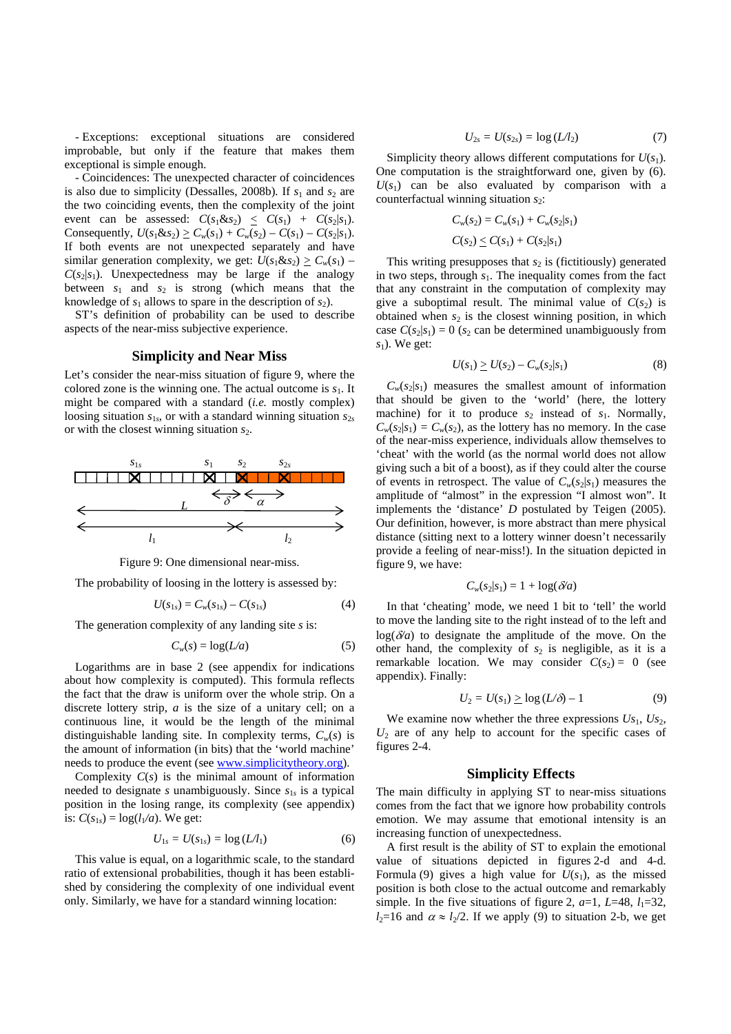- Exceptions: exceptional situations are considered improbable, but only if the feature that makes them exceptional is simple enough.

- Coincidences: The unexpected character of coincidences is also due to simplicity (Dessalles, 2008b). If $s_1$ and $s_2$ are the two coinciding events, then the complexity of the joint event can be assessed: $C(s_1\&s_2) \leq C(s_1) + C(s_2|s_1)$. Consequently, $U(s_1\&s_2) \geq C_w(s_1) + C_w(s_2) - C(s_1) - C(s_2|s_1)$. If both events are not unexpected separately and have similar generation complexity, we get: $U(s_1\&s_2) \geq C_w(s_1) - C(s_2|s_1)$. Unexpectedness may be large if the analogy between $s_1$ and $s_2$ is strong (which means that the knowledge of $s_1$ allows to spare in the description of $s_2$).

ST's definition of probability can be used to describe aspects of the near-miss subjective experience.

## Simplicity and Near Miss

Let's consider the near-miss situation of figure 9, where the colored zone is the winning one. The actual outcome is $s_1$. It might be compared with a standard (*i.e.* mostly complex) loosing situation $s_{1s}$, or with a standard winning situation $s_{2s}$ or with the closest winning situation $s_2$.

Figure 9: One dimensional near-miss.

The probability of loosing in the lottery is assessed by:

$$U(s_{1s}) = C_w(s_{1s}) - C(s_{1s}) \tag{4}$$

The generation complexity of any landing site $s$ is:

$$C_w(s) = \log(L/a) \tag{5}$$

Logarithms are in base 2 (see appendix for indications about how complexity is computed). This formula reflects the fact that the draw is uniform over the whole strip. On a discrete lottery strip, $a$ is the size of a unitary cell; on a continuous line, it would be the length of the minimal distinguishable landing site. In complexity terms, $C_w(s)$ is the amount of information (in bits) that the 'world machine' needs to produce the event (see www.simplicitytheory.org).

Complexity $C(s)$ is the minimal amount of information needed to designate $s$ unambiguously. Since $s_{1s}$ is a typical position in the losing range, its complexity (see appendix) is: $C(s_{1s}) = \log(l_1/a)$. We get:

$$U_{1s} = U(s_{1s}) = \log(L/l_1) \tag{6}$$

This value is equal, on a logarithmic scale, to the standard ratio of extensional probabilities, though it has been established by considering the complexity of one individual event only. Similarly, we have for a standard winning location:

$$U_{2s} = U(s_{2s}) = \log(L/l_2) \tag{7}$$

Simplicity theory allows different computations for $U(s_1)$. One computation is the straightforward one, given by (6). $U(s_1)$ can be also evaluated by comparison with a counterfactual winning situation $s_2$:

$$C_w(s_2) = C_w(s_1) + C_w(s_2|s_1)$$

$$C(s_2) \leq C(s_1) + C(s_2|s_1)$$

This writing presupposes that $s_2$ is (fictitiously) generated in two steps, through $s_1$. The inequality comes from the fact that any constraint in the computation of complexity may give a suboptimal result. The minimal value of $C(s_2)$ is obtained when $s_2$ is the closest winning position, in which case $C(s_2|s_1) = 0$ ($s_2$ can be determined unambiguously from $s_1$). We get:

$$U(s_1) \geq U(s_2) - C_w(s_2|s_1) \tag{8}$$

$C_w(s_2|s_1)$ measures the smallest amount of information that should be given to the 'world' (here, the lottery machine) for it to produce $s_2$ instead of $s_1$. Normally, $C_w(s_2|s_1) = C_w(s_2)$, as the lottery has no memory. In the case of the near-miss experience, individuals allow themselves to 'cheat' with the world (as the normal world does not allow giving such a bit of a boost), as if they could alter the course of events in retrospect. The value of $C_w(s_2|s_1)$ measures the amplitude of "almost" in the expression "I almost won". It implements the 'distance' $D$ postulated by Teigen (2005). Our definition, however, is more abstract than mere physical distance (sitting next to a lottery winner doesn't necessarily provide a feeling of near-miss!). In the situation depicted in figure 9, we have:

$$C_w(s_2|s_1) = 1 + \log(\delta/a)$$

In that 'cheating' mode, we need 1 bit to 'tell' the world to move the landing site to the right instead of to the left and $\log(\delta/a)$ to designate the amplitude of the move. On the other hand, the complexity of $s_2$ is negligible, as it is a remarkable location. We may consider $C(s_2) = 0$ (see appendix). Finally:

$$U_2 = U(s_1) \geq \log(L/\delta) - 1 \tag{9}$$

We examine now whether the three expressions $Us_1$, $Us_2$, $U_2$ are of any help to account for the specific cases of figures 2-4.

## Simplicity Effects

The main difficulty in applying ST to near-miss situations comes from the fact that we ignore how probability controls emotion. We may assume that emotional intensity is an increasing function of unexpectedness.

A first result is the ability of ST to explain the emotional value of situations depicted in figures 2-d and 4-d. Formula (9) gives a high value for $U(s_1)$, as the missed position is both close to the actual outcome and remarkably simple. In the five situations of figure 2, $a$=1, $L$=48, $l_1$=32, $l_2$=16 and $\alpha \approx l_2/2$. If we apply (9) to situation 2-b, we get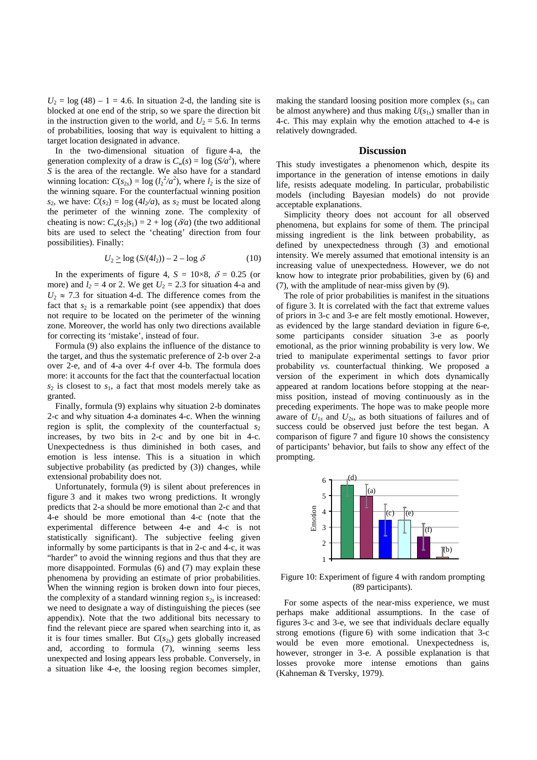$U_2 = \log(48) - 1 = 4.6$. In situation 2-d, the landing site is blocked at one end of the strip, so we spare the direction bit in the instruction given to the world, and $U_2 = 5.6$. In terms of probabilities, loosing that way is equivalent to hitting a target location designated in advance.

In the two-dimensional situation of figure 4-a, the generation complexity of a draw is $C_w(s) = \log(S/a^2)$, where $S$ is the area of the rectangle. We also have for a standard winning location: $C(s_{2s}) = \log(l_2^2/a^2)$, where $l_2$ is the size of the winning square. For the counterfactual winning position $s_2$, we have: $C(s_2) = \log(4l_2/a)$, as $s_2$ must be located along the perimeter of the winning zone. The complexity of cheating is now: $C_w(s_2|s_1) = 2 + \log(\delta/a)$ (the two additional bits are used to select the 'cheating' direction from four possibilities). Finally:

$$U_2 \geq \log(S/(4l_2)) - 2 - \log \delta \qquad (10)$$

In the experiments of figure 4, $S = 10\times8$, $\delta = 0.25$ (or more) and $l_2 = 4$ or 2. We get $U_2 = 2.3$ for situation 4-a and $U_2 \approx 7.3$ for situation 4-d. The difference comes from the fact that $s_2$ is a remarkable point (see appendix) that does not require to be located on the perimeter of the winning zone. Moreover, the world has only two directions available for correcting its 'mistake', instead of four.

Formula (9) also explains the influence of the distance to the target, and thus the systematic preference of 2-b over 2-a over 2-e, and of 4-a over 4-f over 4-b. The formula does more: it accounts for the fact that the counterfactual location $s_2$ is closest to $s_1$, a fact that most models merely take as granted.

Finally, formula (9) explains why situation 2-b dominates 2-c and why situation 4-a dominates 4-c. When the winning region is split, the complexity of the counterfactual $s_2$ increases, by two bits in 2-c and by one bit in 4-c. Unexpectedness is thus diminished in both cases, and emotion is less intense. This is a situation in which subjective probability (as predicted by (3)) changes, while extensional probability does not.

Unfortunately, formula (9) is silent about preferences in figure 3 and it makes two wrong predictions. It wrongly predicts that 2-a should be more emotional than 2-c and that 4-e should be more emotional than 4-c (note that the experimental difference between 4-e and 4-c is not statistically significant). The subjective feeling given informally by some participants is that in 2-c and 4-c, it was "harder" to avoid the winning regions and thus that they are more disappointed. Formulas (6) and (7) may explain these phenomena by providing an estimate of prior probabilities. When the winning region is broken down into four pieces, the complexity of a standard winning region $s_{2s}$ is increased: we need to designate a way of distinguishing the pieces (see appendix). Note that the two additional bits necessary to find the relevant piece are spared when searching into it, as it is four times smaller. But $C(s_{2s})$ gets globally increased and, according to formula (7), winning seems less unexpected and losing appears less probable. Conversely, in a situation like 4-e, the loosing region becomes simpler, making the standard loosing position more complex ($s_{1s}$ can be almost anywhere) and thus making $U(s_{1s})$ smaller than in 4-c. This may explain why the emotion attached to 4-e is relatively downgraded.

## Discussion

This study investigates a phenomenon which, despite its importance in the generation of intense emotions in daily life, resists adequate modeling. In particular, probabilistic models (including Bayesian models) do not provide acceptable explanations.

Simplicity theory does not account for all observed phenomena, but explains for some of them. The principal missing ingredient is the link between probability, as defined by unexpectedness through (3) and emotional intensity. We merely assumed that emotional intensity is an increasing value of unexpectedness. However, we do not know how to integrate prior probabilities, given by (6) and (7), with the amplitude of near-miss given by (9).

The role of prior probabilities is manifest in the situations of figure 3. It is correlated with the fact that extreme values of priors in 3-c and 3-e are felt mostly emotional. However, as evidenced by the large standard deviation in figure 6-e, some participants consider situation 3-e as poorly emotional, as the prior winning probability is very low. We tried to manipulate experimental settings to favor prior probability *vs.* counterfactual thinking. We proposed a version of the experiment in which dots dynamically appeared at random locations before stopping at the near-miss position, instead of moving continuously as in the preceding experiments. The hope was to make people more aware of $U_{1s}$ and $U_{2s}$, as both situations of failures and of success could be observed just before the test began. A comparison of figure 7 and figure 10 shows the consistency of participants' behavior, but fails to show any effect of the prompting.

Figure 10: Experiment of figure 4 with random prompting (89 participants).

For some aspects of the near-miss experience, we must perhaps make additional assumptions. In the case of figures 3-c and 3-e, we see that individuals declare equally strong emotions (figure 6) with some indication that 3-c would be even more emotional. Unexpectedness is, however, stronger in 3-e. A possible explanation is that losses provoke more intense emotions than gains (Kahneman & Tversky, 1979).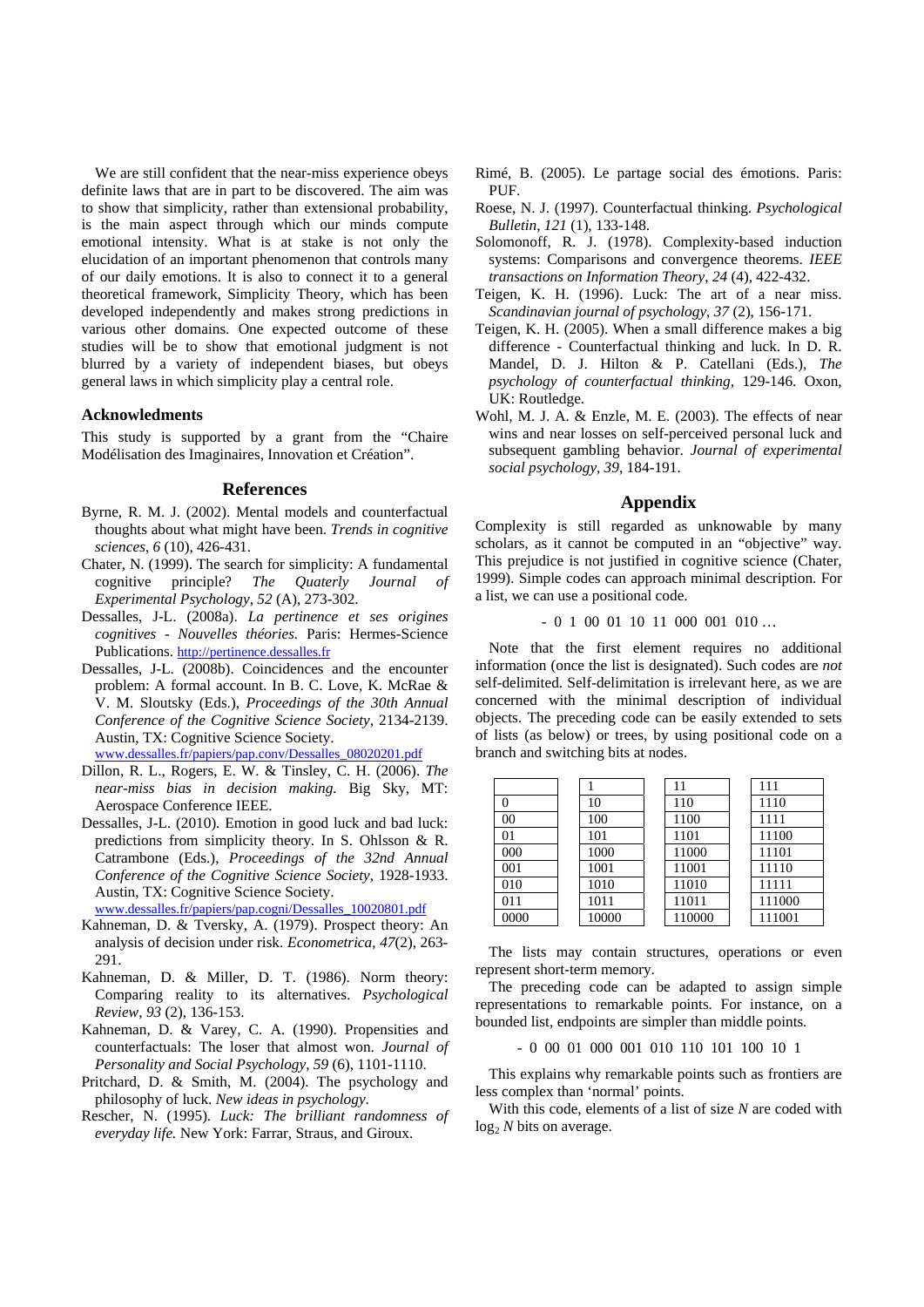We are still confident that the near-miss experience obeys definite laws that are in part to be discovered. The aim was to show that simplicity, rather than extensional probability, is the main aspect through which our minds compute emotional intensity. What is at stake is not only the elucidation of an important phenomenon that controls many of our daily emotions. It is also to connect it to a general theoretical framework, Simplicity Theory, which has been developed independently and makes strong predictions in various other domains. One expected outcome of these studies will be to show that emotional judgment is not blurred by a variety of independent biases, but obeys general laws in which simplicity play a central role.

## Acknowledments

This study is supported by a grant from the "Chaire Modélisation des Imaginaires, Innovation et Création".

## References

Byrne, R. M. J. (2002). Mental models and counterfactual thoughts about what might have been. *Trends in cognitive sciences*, *6* (10), 426-431.

Chater, N. (1999). The search for simplicity: A fundamental cognitive principle? *The Quaterly Journal of Experimental Psychology*, *52* (A), 273-302.

Dessalles, J-L. (2008a). *La pertinence et ses origines cognitives - Nouvelles théories.* Paris: Hermes-Science Publications. http://pertinence.dessalles.fr

Dessalles, J-L. (2008b). Coincidences and the encounter problem: A formal account. In B. C. Love, K. McRae & V. M. Sloutsky (Eds.), *Proceedings of the 30th Annual Conference of the Cognitive Science Society*, 2134-2139. Austin, TX: Cognitive Science Society. www.dessalles.fr/papiers/pap.conv/Dessalles_08020201.pdf

Dillon, R. L., Rogers, E. W. & Tinsley, C. H. (2006). *The near-miss bias in decision making.* Big Sky, MT: Aerospace Conference IEEE.

Dessalles, J-L. (2010). Emotion in good luck and bad luck: predictions from simplicity theory. In S. Ohlsson & R. Catrambone (Eds.), *Proceedings of the 32nd Annual Conference of the Cognitive Science Society*, 1928-1933. Austin, TX: Cognitive Science Society. www.dessalles.fr/papiers/pap.cogni/Dessalles_10020801.pdf

Kahneman, D. & Tversky, A. (1979). Prospect theory: An analysis of decision under risk. *Econometrica*, *47*(2), 263-291.

Kahneman, D. & Miller, D. T. (1986). Norm theory: Comparing reality to its alternatives. *Psychological Review*, *93* (2), 136-153.

Kahneman, D. & Varey, C. A. (1990). Propensities and counterfactuals: The loser that almost won. *Journal of Personality and Social Psychology*, *59* (6), 1101-1110.

Pritchard, D. & Smith, M. (2004). The psychology and philosophy of luck. *New ideas in psychology.*

Rescher, N. (1995). *Luck: The brilliant randomness of everyday life.* New York: Farrar, Straus, and Giroux.

Rimé, B. (2005). Le partage social des émotions. Paris: PUF.

Roese, N. J. (1997). Counterfactual thinking. *Psychological Bulletin*, *121* (1), 133-148.

Solomonoff, R. J. (1978). Complexity-based induction systems: Comparisons and convergence theorems. *IEEE transactions on Information Theory*, *24* (4), 422-432.

Teigen, K. H. (1996). Luck: The art of a near miss. *Scandinavian journal of psychology*, *37* (2), 156-171.

Teigen, K. H. (2005). When a small difference makes a big difference - Counterfactual thinking and luck. In D. R. Mandel, D. J. Hilton & P. Catellani (Eds.), *The psychology of counterfactual thinking*, 129-146. Oxon, UK: Routledge.

Wohl, M. J. A. & Enzle, M. E. (2003). The effects of near wins and near losses on self-perceived personal luck and subsequent gambling behavior. *Journal of experimental social psychology*, *39*, 184-191.

## Appendix

Complexity is still regarded as unknowable by many scholars, as it cannot be computed in an "objective" way. This prejudice is not justified in cognitive science (Chater, 1999). Simple codes can approach minimal description. For a list, we can use a positional code.

- 0 1 00 01 10 11 000 001 010 …

Note that the first element requires no additional information (once the list is designated). Such codes are *not* self-delimited. Self-delimitation is irrelevant here, as we are concerned with the minimal description of individual objects. The preceding code can be easily extended to sets of lists (as below) or trees, by using positional code on a branch and switching bits at nodes.

| | | | |
|---|---|---|---|
| | 1 | 11 | 111 |
| 0 | 10 | 110 | 1110 |
| 00 | 100 | 1100 | 1111 |
| 01 | 101 | 1101 | 11100 |
| 000 | 1000 | 11000 | 11101 |
| 001 | 1001 | 11001 | 11110 |
| 010 | 1010 | 11010 | 11111 |
| 011 | 1011 | 11011 | 111000 |
| 0000 | 10000 | 110000 | 111001 |

The lists may contain structures, operations or even represent short-term memory.

The preceding code can be adapted to assign simple representations to remarkable points. For instance, on a bounded list, endpoints are simpler than middle points.

- 0 00 01 000 001 010 110 101 100 10 1

This explains why remarkable points such as frontiers are less complex than 'normal' points.

With this code, elements of a list of size $N$ are coded with $\log_2 N$ bits on average.